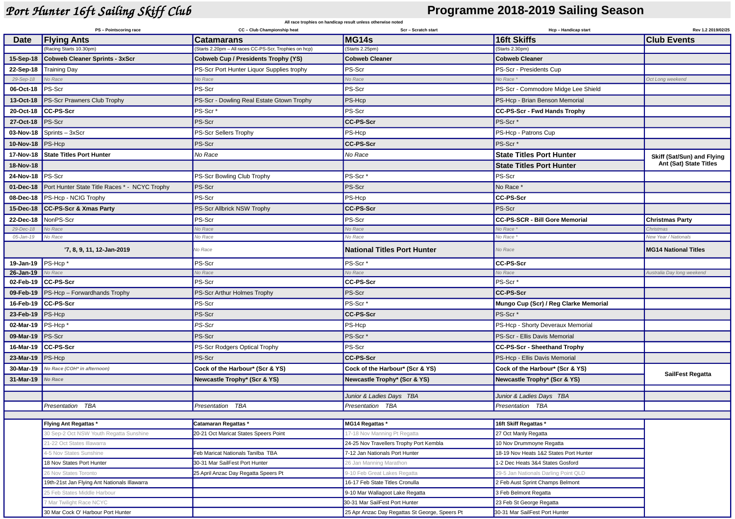# Port Hunter 16ft Sailing Skiff Club

## Programme 2018-2019 Sailing Season

All race trophies on handicap result unless otherwise noted

PS – Pointscoring race | CC – Club Championship heat | Scr – Scratch start | Hcp – Handicap start | Rev 1.2 2019/02/25

| Date | Flying Ants | Catamarans | MG14s | 16ft Skiffs | Club Events |
|---|---|---|---|---|---|
| | (Racing Starts 10.30pm) | (Starts 2.20pm – All races CC-PS-Scr, Trophies on hcp) | (Starts 2.25pm) | (Starts 2.30pm) | |
| **15-Sep-18** | **Cobweb Cleaner Sprints - 3xScr** | **Cobweb Cup / Presidents Trophy (YS)** | **Cobweb Cleaner** | **Cobweb Cleaner** | |
| **22-Sep-18** | Training Day | PS-Scr Port Hunter Liquor Supplies trophy | PS-Scr | PS-Scr - Presidents Cup | |
| *29-Sep-18* | *No Race* | *No Race* | *No Race* | *No Race \** | *Oct Long weekend* |
| **06-Oct-18** | PS-Scr | PS-Scr | PS-Scr | PS-Scr - Commodore Midge Lee Shield | |
| **13-Oct-18** | PS-Scr Prawners Club Trophy | PS-Scr - Dowling Real Estate Gtown Trophy | PS-Hcp | PS-Hcp - Brian Benson Memorial | |
| **20-Oct-18** | **CC-PS-Scr** | PS-Scr * | PS-Scr | **CC-PS-Scr - Fwd Hands Trophy** | |
| **27-Oct-18** | PS-Scr | PS-Scr | **CC-PS-Scr** | PS-Scr * | |
| **03-Nov-18** | Sprints – 3xScr | PS-Scr Sellers Trophy | PS-Hcp | PS-Hcp - Patrons Cup | |
| **10-Nov-18** | PS-Hcp | PS-Scr | **CC-PS-Scr** | PS-Scr * | |
| **17-Nov-18** | **State Titles Port Hunter** | *No Race* | *No Race* | **State Titles Port Hunter** | **Skiff (Sat/Sun) and Flying Ant (Sat) State Titles** |
| **18-Nov-18** | | | | **State Titles Port Hunter** | |
| **24-Nov-18** | PS-Scr | PS-Scr Bowling Club Trophy | PS-Scr * | PS-Scr | |
| **01-Dec-18** | Port Hunter State Title Races * - NCYC Trophy | PS-Scr | PS-Scr | No Race * | |
| **08-Dec-18** | PS-Hcp - NCIG Trophy | PS-Scr | PS-Hcp | **CC-PS-Scr** | |
| **15-Dec-18** | **CC-PS-Scr & Xmas Party** | PS-Scr Allbrick NSW Trophy | **CC-PS-Scr** | PS-Scr | |
| **22-Dec-18** | NonPS-Scr | PS-Scr | PS-Scr | **CC-PS-SCR - Bill Gore Memorial** | **Christmas Party** |
| *29-Dec-18* | *No Race* | *No Race* | *No Race* | *No Race \** | *Christmas* |
| *05-Jan-19* | *No Race* | *No Race* | *No Race* | *No Race \** | *New Year / Nationals* |
| **'7, 8, 9, 11, 12-Jan-2019** | | *No Race* | **National Titles Port Hunter** | *No Race* | **MG14 National Titles** |
| **19-Jan-19** | PS-Hcp * | PS-Scr | PS-Scr * | **CC-PS-Scr** | |
| **26-Jan-19** | *No Race* | *No Race* | *No Race* | *No Race* | *Australia Day long weekend* |
| **02-Feb-19** | **CC-PS-Scr** | PS-Scr | **CC-PS-Scr** | PS-Scr * | |
| **09-Feb-19** | PS-Hcp – Forwardhands Trophy | PS-Scr Arthur Holmes Trophy | PS-Scr | **CC-PS-Scr** | |
| **16-Feb-19** | **CC-PS-Scr** | PS-Scr | PS-Scr * | **Mungo Cup (Scr) / Reg Clarke Memorial** | |
| **23-Feb-19** | PS-Hcp | PS-Scr | **CC-PS-Scr** | PS-Scr * | |
| **02-Mar-19** | PS-Hcp * | *PS-Scr* | PS-Hcp | PS-Hcp - Shorty Deveraux Memorial | |
| **09-Mar-19** | PS-Scr | PS-Scr | PS-Scr * | PS-Scr - Ellis Davis Memorial | |
| **16-Mar-19** | **CC-PS-Scr** | PS-Scr Rodgers Optical Trophy | PS-Scr | **CC-PS-Scr - Sheethand Trophy** | |
| **23-Mar-19** | PS-Hcp | PS-Scr | **CC-PS-Scr** | PS-Hcp - Ellis Davis Memorial | |
| **30-Mar-19** | *No Race (COH\* in afternoon)* | **Cock of the Harbour\* (Scr & YS)** | **Cock of the Harbour\* (Scr & YS)** | **Cock of the Harbour\* (Scr & YS)** | **SailFest Regatta** |
| **31-Mar-19** | *No Race* | **Newcastle Trophy\* (Scr & YS)** | **Newcastle Trophy\* (Scr & YS)** | **Newcastle Trophy\* (Scr & YS)** | |
| | | | | | |
| | | | *Junior & Ladies Days TBA* | *Junior & Ladies Days TBA* | |
| | *Presentation TBA* | *Presentation TBA* | *Presentation TBA* | *Presentation TBA* | |

| | Flying Ant Regattas * | Catamaran Regattas * | MG14 Regattas * | 16ft Skiff Regattas * |
|---|---|---|---|---|
| | 30 Sep-2 Oct NSW Youth Regatta Sunshine | 20-21 Oct Maricat States Speers Point | 17-18 Nov Manning Pt Regatta | 27 Oct Manly Regatta |
| | 21-22 Oct States Illawarra | | 24-25 Nov Travellers Trophy Port Kembla | 10 Nov Drummoyne Regatta |
| | 4-5 Nov States Sunshine | Feb Maricat Nationals Tanilba TBA | 7-12 Jan Nationals Port Hunter | 18-19 Nov Heats 1&2 States Port Hunter |
| | 18 Nov States Port Hunter | 30-31 Mar SailFest Port Hunter | 26 Jan Manning Marathon | 1-2 Dec Heats 3&4 States Gosford |
| | 26 Nov States Toronto | 25 April Anzac Day Regatta Speers Pt | 9-10 Feb Great Lakes Regatta | 29-5 Jan Nationals Darling Point QLD |
| | 19th-21st Jan Flying Ant Nationals Illawarra | | 16-17 Feb State Titles Cronulla | 2 Feb Aust Sprint Champs Belmont |
| | 25 Feb States Middle Harbour | | 9-10 Mar Wallagoot Lake Regatta | 3 Feb Belmont Regatta |
| | 7 Mar Twilight Race NCYC | | 30-31 Mar SailFest Port Hunter | 23 Feb St George Regatta |
| | 30 Mar Cock O' Harbour Port Hunter | | 25 Apr Anzac Day Regattas St George, Speers Pt | 30-31 Mar SailFest Port Hunter |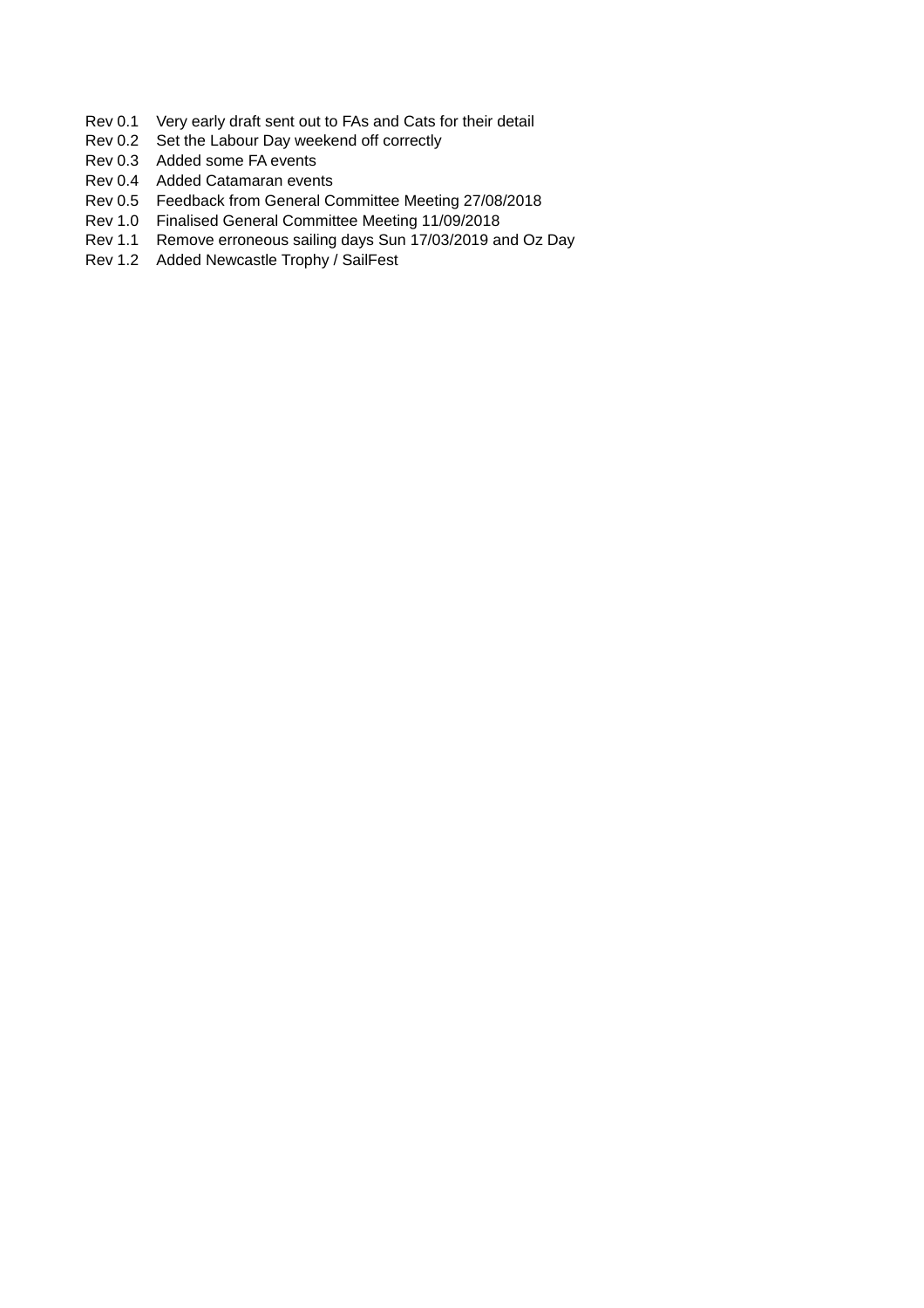| | |
|---|---|
| Rev 0.1 | Very early draft sent out to FAs and Cats for their detail |
| Rev 0.2 | Set the Labour Day weekend off correctly |
| Rev 0.3 | Added some FA events |
| Rev 0.4 | Added Catamaran events |
| Rev 0.5 | Feedback from General Committee Meeting 27/08/2018 |
| Rev 1.0 | Finalised General Committee Meeting 11/09/2018 |
| Rev 1.1 | Remove erroneous sailing days Sun 17/03/2019 and Oz Day |
| Rev 1.2 | Added Newcastle Trophy / SailFest |